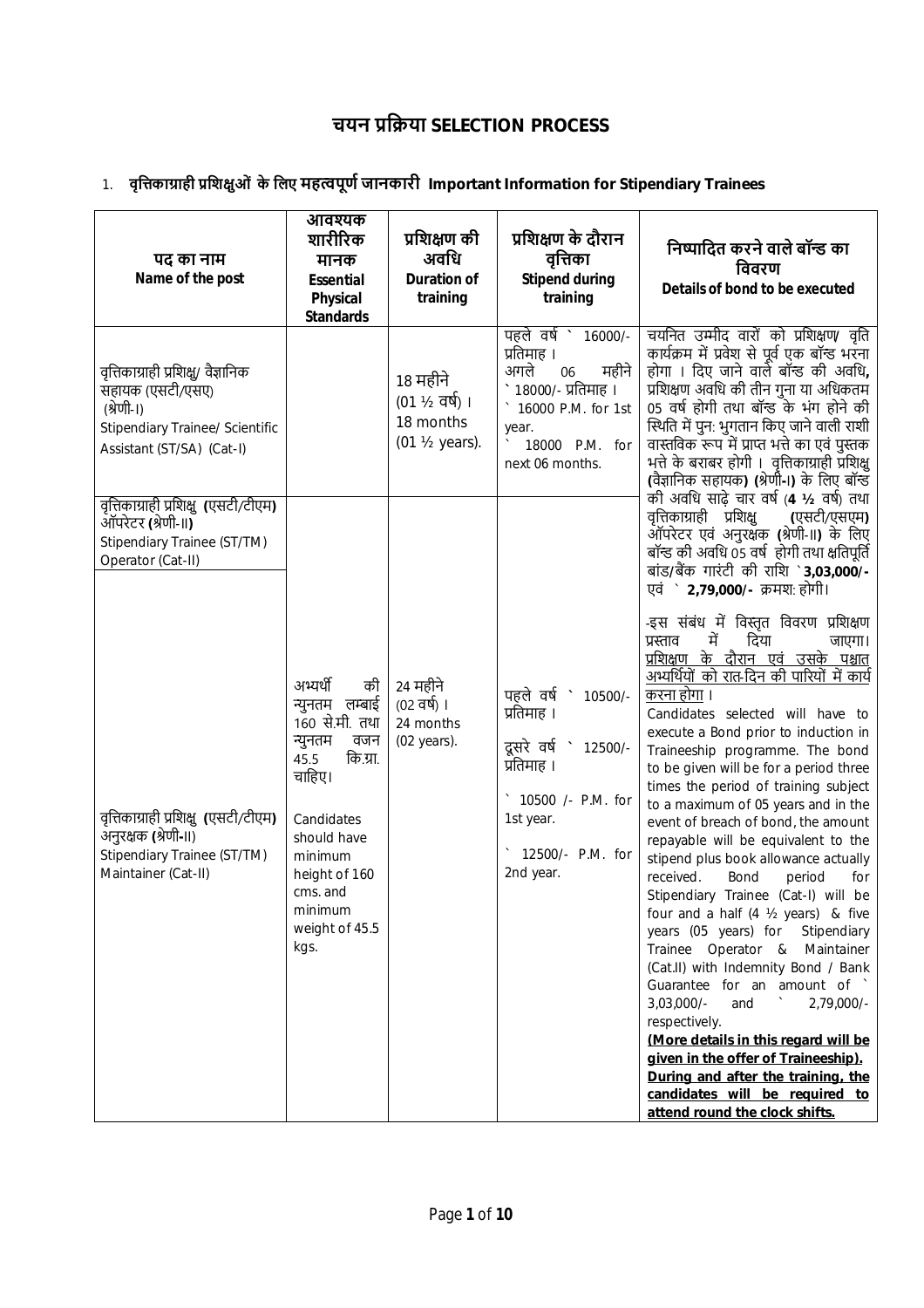# चयन प्रक्रिया SELECTION PROCESS

1. **वृत्तिकाग्राही प्रशिक्षुओं के लिए महत्वपूर्ण जानकारी Important Information for Stipendiary Trainees**

| पद का नाम<br>Name of the post | आवश्यक शारीरिक मानक<br>Essential Physical Standards | प्रशिक्षण की अवधि<br>Duration of training | प्रशिक्षण के दौरान वृत्तिका<br>Stipend during training | निष्पादित करने वाले बॉन्ड का विवरण<br>Details of bond to be executed |
|---|---|---|---|---|
| वृत्तिकाग्राही प्रशिक्षु/ वैज्ञानिक सहायक (एसटी/एसए) (श्रेणी-I)<br>Stipendiary Trainee/ Scientific Assistant (ST/SA) (Cat-I) | | 18 महीने (01 ½ वर्ष) ।<br>18 months (01 ½ years). | पहले वर्ष ` 16000/- प्रतिमाह । अगले 06 महीने ` 18000/- प्रतिमाह ।<br>` 16000 P.M. for 1st year.<br>` 18000 P.M. for next 06 months. | चयनित उम्मीद वारों को प्रशिक्षण/ वृति कार्यक्रम में प्रवेश से पूर्व एक बॉन्ड भरना होगा । दिए जाने वाले बॉन्ड की अवधि, प्रशिक्षण अवधि की तीन गुना या अधिकतम 05 वर्ष होगी तथा बॉन्ड के भंग होने की स्थिति में पुन: भुगतान किए जाने वाली राशी वास्तविक रूप में प्राप्त भत्ते का एवं पुस्तक भत्ते के बराबर होगी । वृत्तिकाग्राही प्रशिक्षु (वैज्ञानिक सहायक) (श्रेणी-I) के लिए बॉन्ड की अवधि साढ़े चार वर्ष (**4 ½** वर्ष) तथा वृत्तिकाग्राही प्रशिक्षु (एसटी/एसएम) ऑपरेटर एवं अनुरक्षक (श्रेणी-II) के लिए बॉन्ड की अवधि 05 वर्ष होगी तथा क्षतिपूर्ति बांड/बैंक गारंटी की राशि `**3,03,000/-** एवं ` **2,79,000/-** क्रमश: होगी।<br>-इस संबंध में विस्तृत विवरण प्रशिक्षण प्रस्ताव में दिया जाएगा। <u>प्रशिक्षण के दौरान एवं उसके पश्चात अभ्यर्थियों को रात-दिन की पारियों में कार्य करना होगा</u> ।<br>Candidates selected will have to execute a Bond prior to induction in Traineeship programme. The bond to be given will be for a period three times the period of training subject to a maximum of 05 years and in the event of breach of bond, the amount repayable will be equivalent to the stipend plus book allowance actually received. Bond period for Stipendiary Trainee (Cat-I) will be four and a half (4 ½ years) & five years (05 years) for Stipendiary Trainee Operator & Maintainer (Cat.II) with Indemnity Bond / Bank Guarantee for an amount of ` 3,03,000/- and ` 2,79,000/- respectively.<br>**<u>(More details in this regard will be given in the offer of Traineeship).</u>**<br>**<u>During and after the training, the candidates will be required to attend round the clock shifts.</u>** |
| वृत्तिकाग्राही प्रशिक्षु (एसटी/टीएम) ऑपरेटर (श्रेणी-II)<br>Stipendiary Trainee (ST/TM) Operator (Cat-II) | अभ्यर्थी की न्युनतम लम्बाई 160 से.मी. तथा न्युनतम वजन 45.5 कि.ग्रा. चाहिए।<br>Candidates should have minimum height of 160 cms. and minimum weight of 45.5 kgs. | 24 महीने (02 वर्ष) ।<br>24 months (02 years). | पहले वर्ष ` 10500/- प्रतिमाह ।<br>दूसरे वर्ष ` 12500/- प्रतिमाह ।<br>` 10500 /- P.M. for 1st year.<br>` 12500/- P.M. for 2nd year. | |
| वृत्तिकाग्राही प्रशिक्षु (एसटी/टीएम) अनुरक्षक (श्रेणी-II)<br>Stipendiary Trainee (ST/TM) Maintainer (Cat-II) | | | | |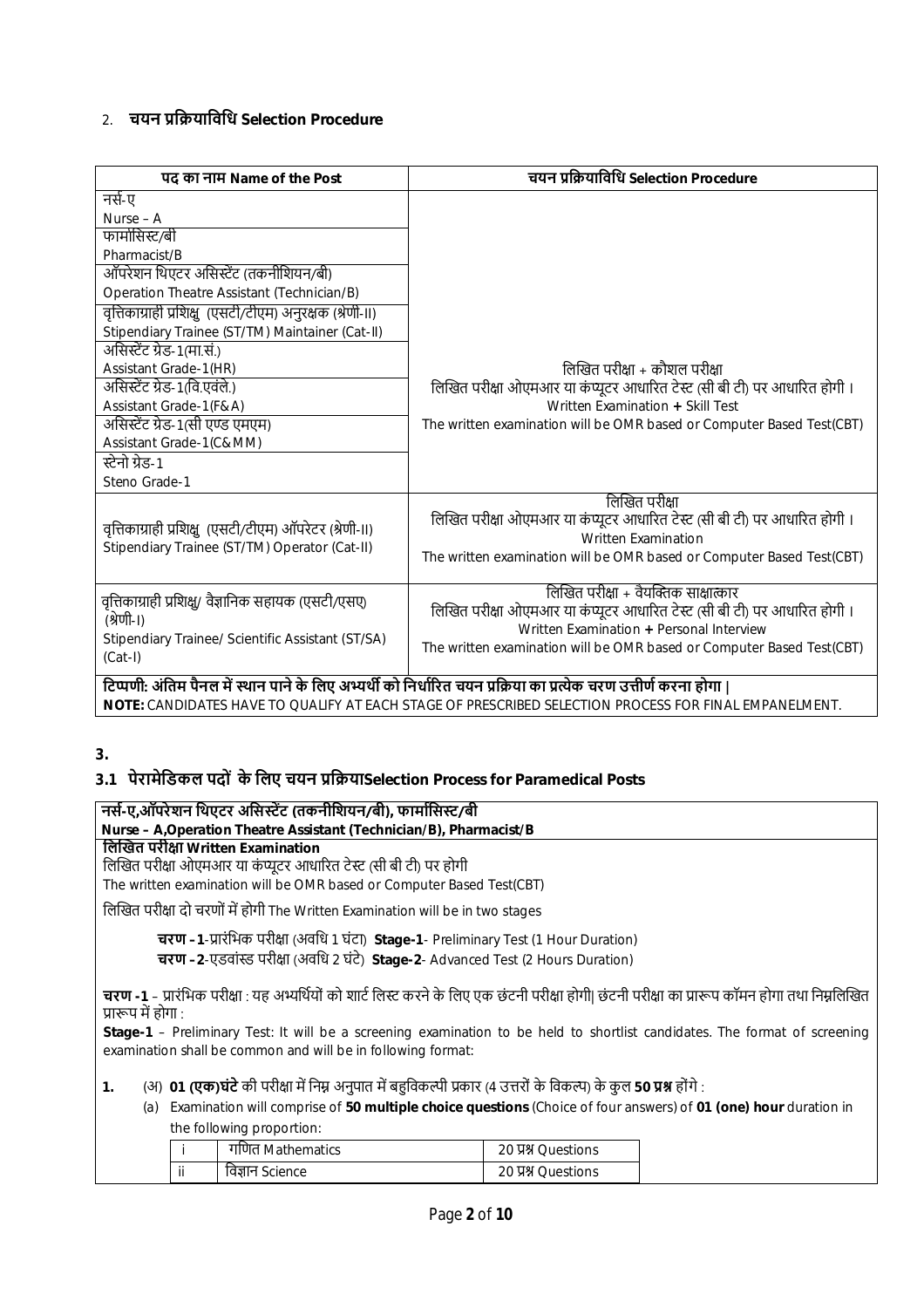## 2. चयन प्रक्रियाविधि Selection Procedure

| पद का नाम Name of the Post | चयन प्रक्रियाविधि Selection Procedure |
|---|---|
| नर्स-ए<br>Nurse – A<br>फार्मासिस्ट/बी<br>Pharmacist/B<br>ऑपरेशन थिएटर असिस्टेंट (तकनीशियन/बी)<br>Operation Theatre Assistant (Technician/B)<br>वृत्तिकाग्राही प्रशिक्षु (एसटी/टीएम) अनुरक्षक (श्रेणी-II)<br>Stipendiary Trainee (ST/TM) Maintainer (Cat-II)<br>असिस्टेंट ग्रेड-1(मा.सं.)<br>Assistant Grade-1(HR)<br>असिस्टेंट ग्रेड-1(वि.एवंले.)<br>Assistant Grade-1(F&A)<br>असिस्टेंट ग्रेड-1(सी एण्ड एमएम)<br>Assistant Grade-1(C&MM)<br>स्टेनो ग्रेड-1<br>Steno Grade-1 | लिखित परीक्षा + कौशल परीक्षा<br>लिखित परीक्षा ओएमआर या कंप्यूटर आधारित टेस्ट (सी बी टी) पर आधारित होगी ।<br>Written Examination + Skill Test<br>The written examination will be OMR based or Computer Based Test(CBT) |
| वृत्तिकाग्राही प्रशिक्षु (एसटी/टीएम) ऑपरेटर (श्रेणी-II)<br>Stipendiary Trainee (ST/TM) Operator (Cat-II) | लिखित परीक्षा<br>लिखित परीक्षा ओएमआर या कंप्यूटर आधारित टेस्ट (सी बी टी) पर आधारित होगी ।<br>Written Examination<br>The written examination will be OMR based or Computer Based Test(CBT) |
| वृत्तिकाग्राही प्रशिक्षु/ वैज्ञानिक सहायक (एसटी/एसए) (श्रेणी-I)<br>Stipendiary Trainee/ Scientific Assistant (ST/SA) (Cat-I) | लिखित परीक्षा + वैयक्तिक साक्षात्कार<br>लिखित परीक्षा ओएमआर या कंप्यूटर आधारित टेस्ट (सी बी टी) पर आधारित होगी ।<br>Written Examination + Personal Interview<br>The written examination will be OMR based or Computer Based Test(CBT) |

**टिप्पणी: अंतिम पैनल में स्थान पाने के लिए अभ्यर्थी को निर्धारित चयन प्रक्रिया का प्रत्येक चरण उत्तीर्ण करना होगा |**
**NOTE:** CANDIDATES HAVE TO QUALIFY AT EACH STAGE OF PRESCRIBED SELECTION PROCESS FOR FINAL EMPANELMENT.

## 3.

### 3.1 पेरामेडिकल पदों के लिए चयन प्रक्रियाSelection Process for Paramedical Posts

**नर्स-ए,ऑपरेशन थिएटर असिस्टेंट (तकनीशियन/बी), फार्मासिस्ट/बी**
**Nurse – A,Operation Theatre Assistant (Technician/B), Pharmacist/B**

**लिखित परीक्षा Written Examination**

लिखित परीक्षा ओएमआर या कंप्यूटर आधारित टेस्ट (सी बी टी) पर होगी
The written examination will be OMR based or Computer Based Test(CBT)

लिखित परीक्षा दो चरणों में होगी The Written Examination will be in two stages

**चरण – 1**-प्रारंभिक परीक्षा (अवधि 1 घंटा) **Stage-1**- Preliminary Test (1 Hour Duration)
**चरण – 2**-एडवांस्ड परीक्षा (अवधि 2 घंटे) **Stage-2**- Advanced Test (2 Hours Duration)

**चरण -1** – प्रारंभिक परीक्षा : यह अभ्यर्थियों को शार्ट लिस्ट करने के लिए एक छंटनी परीक्षा होगी| छंटनी परीक्षा का प्रारूप कॉमन होगा तथा निम्नलिखित प्रारूप में होगा :

**Stage-1** – Preliminary Test: It will be a screening examination to be held to shortlist candidates. The format of screening examination shall be common and will be in following format:

**1.** (अ) **01 (एक)घंटे** की परीक्षा में निम्न अनुपात में बहुविकल्पी प्रकार (4 उत्तरों के विकल्प) के कुल **50 प्रश्न** होंगे :

(a) Examination will comprise of **50 multiple choice questions** (Choice of four answers) of **01 (one) hour** duration in the following proportion:

| | | |
|---|---|---|
| i | गणित Mathematics | 20 प्रश्न Questions |
| ii | विज्ञान Science | 20 प्रश्न Questions |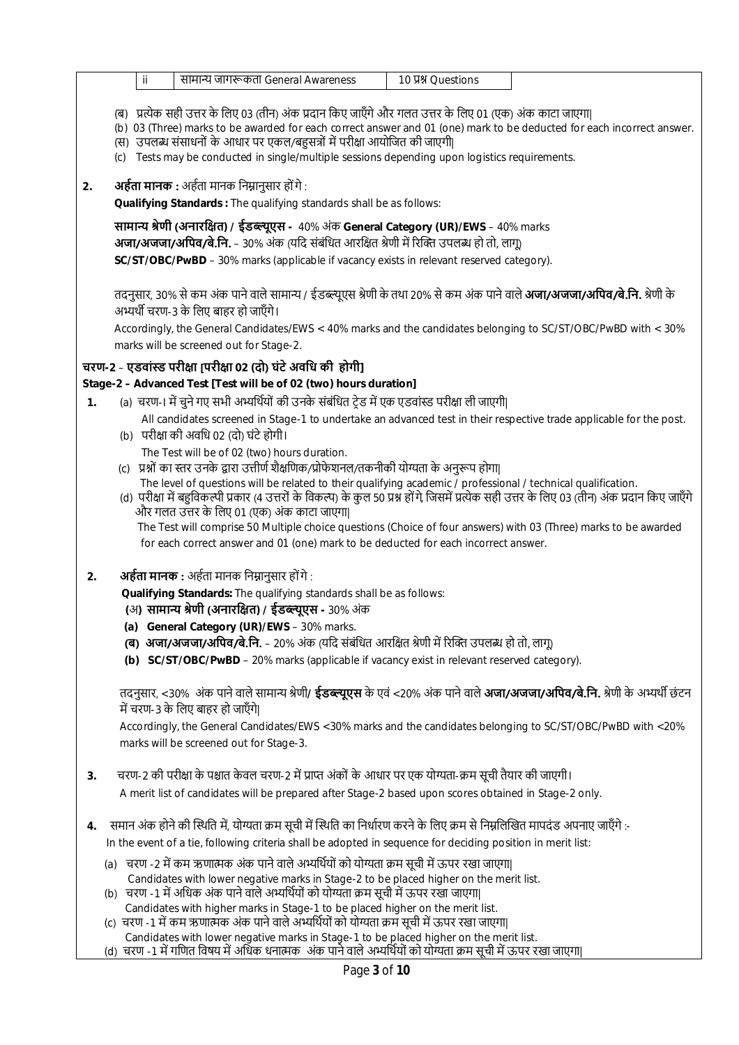| | ii | सामान्य जागरूकता General Awareness | 10 प्रश्न Questions |
|---|---|---|---|

(ब) प्रत्येक सही उत्तर के लिए 03 (तीन) अंक प्रदान किए जाएँगे और गलत उत्तर के लिए 01 (एक) अंक काटा जाएगा|

(b) 03 (Three) marks to be awarded for each correct answer and 01 (one) mark to be deducted for each incorrect answer.

(स) उपलब्ध संसाधनों के आधार पर एकल/बहुसत्रों में परीक्षा आयोजित की जाएगी|

(c) Tests may be conducted in single/multiple sessions depending upon logistics requirements.

**2. अर्हता मानक :** अर्हता मानक निम्नानुसार होंगे :

**Qualifying Standards :** The qualifying standards shall be as follows:

**सामान्य श्रेणी (अनारक्षित) / ईडब्ल्यूएस -** 40% अंक **General Category (UR)/EWS** – 40% marks

**अजा/अजजा/अपिव/बे.नि.** – 30% अंक (यदि संबंधित आरक्षित श्रेणी में रिक्ति उपलब्ध हो तो, लागू)

**SC/ST/OBC/PwBD** – 30% marks (applicable if vacancy exists in relevant reserved category).

तदनुसार, 30% से कम अंक पाने वाले सामान्य / ईडब्ल्यूएस श्रेणी के तथा 20% से कम अंक पाने वाले **अजा/अजजा/अपिव/बे.नि.** श्रेणी के अभ्यर्थी चरण-3 के लिए बाहर हो जाएँगे।

Accordingly, the General Candidates/EWS < 40% marks and the candidates belonging to SC/ST/OBC/PwBD with < 30% marks will be screened out for Stage-2.

**चरण-2 – एडवांस्ड परीक्षा [परीक्षा 02 (दो) घंटे अवधि की होगी]**

**Stage-2 – Advanced Test [Test will be of 02 (two) hours duration]**

1. (a) चरण-I में चुने गए सभी अभ्यर्थियों की उनके संबंधित ट्रेड में एक एडवांस्ड परीक्षा ली जाएगी|

   All candidates screened in Stage-1 to undertake an advanced test in their respective trade applicable for the post.

   (b) परीक्षा की अवधि 02 (दो) घंटे होगी।

   The Test will be of 02 (two) hours duration.

   (c) प्रश्नों का स्तर उनके द्वारा उत्तीर्ण शैक्षणिक/प्रोफेशनल/तकनीकी योग्यता के अनुरूप होगा|

   The level of questions will be related to their qualifying academic / professional / technical qualification.

   (d) परीक्षा में बहुविकल्पी प्रकार (4 उत्तरों के विकल्प) के कुल 50 प्रश्न होंगे, जिसमें प्रत्येक सही उत्तर के लिए 03 (तीन) अंक प्रदान किए जाएँगे और गलत उत्तर के लिए 01 (एक) अंक काटा जाएगा|

   The Test will comprise 50 Multiple choice questions (Choice of four answers) with 03 (Three) marks to be awarded for each correct answer and 01 (one) mark to be deducted for each incorrect answer.

2. **अर्हता मानक :** अर्हता मानक निम्नानुसार होंगे :

   **Qualifying Standards:** The qualifying standards shall be as follows:

   **(अ) सामान्य श्रेणी (अनारक्षित) / ईडब्ल्यूएस -** 30% अंक

   **(a) General Category (UR)/EWS** – 30% marks.

   **(ब) अजा/अजजा/अपिव/बे.नि.** – 20% अंक (यदि संबंधित आरक्षित श्रेणी में रिक्ति उपलब्ध हो तो, लागू)

   **(b) SC/ST/OBC/PwBD** – 20% marks (applicable if vacancy exist in relevant reserved category).

   तदनुसार, <30% अंक पाने वाले सामान्य श्रेणी/ **ईडब्ल्यूएस** के एवं <20% अंक पाने वाले **अजा/अजजा/अपिव/बे.नि.** श्रेणी के अभ्यर्थी छंटन में चरण-3 के लिए बाहर हो जाएँगे|

   Accordingly, the General Candidates/EWS <30% marks and the candidates belonging to SC/ST/OBC/PwBD with <20% marks will be screened out for Stage-3.

3. चरण-2 की परीक्षा के पश्चात केवल चरण-2 में प्राप्त अंकों के आधार पर एक योग्यता-क्रम सूची तैयार की जाएगी।

   A merit list of candidates will be prepared after Stage-2 based upon scores obtained in Stage-2 only.

4. समान अंक होने की स्थिति में, योग्यता क्रम सूची में स्थिति का निर्धारण करने के लिए क्रम से निम्नलिखित मापदंड अपनाए जाएँगे :-

   In the event of a tie, following criteria shall be adopted in sequence for deciding position in merit list:

   (a) चरण -2 में कम ऋणात्मक अंक पाने वाले अभ्यर्थियों को योग्यता क्रम सूची में ऊपर रखा जाएगा|

   Candidates with lower negative marks in Stage-2 to be placed higher on the merit list.

   (b) चरण -1 में अधिक अंक पाने वाले अभ्यर्थियों को योग्यता क्रम सूची में ऊपर रखा जाएगा|

   Candidates with higher marks in Stage-1 to be placed higher on the merit list.

   (c) चरण -1 में कम ऋणात्मक अंक पाने वाले अभ्यर्थियों को योग्यता क्रम सूची में ऊपर रखा जाएगा|

   Candidates with lower negative marks in Stage-1 to be placed higher on the merit list.

   (d) चरण -1 में गणित विषय में अधिक धनात्मक अंक पाने वाले अभ्यर्थियों को योग्यता क्रम सूची में ऊपर रखा जाएगा|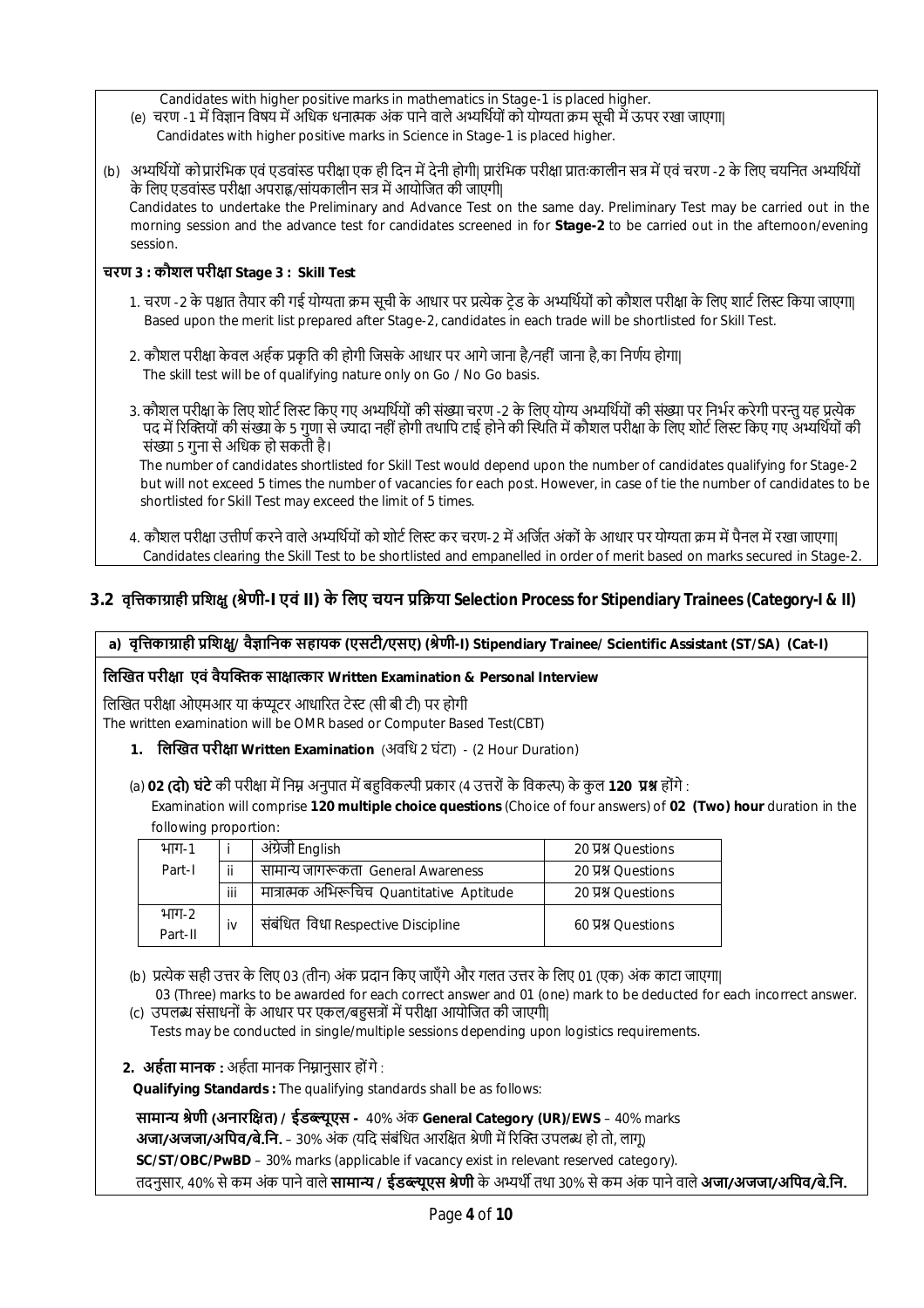Candidates with higher positive marks in mathematics in Stage-1 is placed higher.

(e) चरण -1 में विज्ञान विषय में अधिक धनात्मक अंक पाने वाले अभ्यर्थियों को योग्यता क्रम सूची में ऊपर रखा जाएगा|
Candidates with higher positive marks in Science in Stage-1 is placed higher.

(b) अभ्यर्थियों को प्रारंभिक एवं एडवांस्ड परीक्षा एक ही दिन में देनी होगी| प्रारंभिक परीक्षा प्रातःकालीन सत्र में एवं चरण -2 के लिए चयनित अभ्यर्थियों के लिए एडवांस्ड परीक्षा अपराह्न/सांयकालीन सत्र में आयोजित की जाएगी|
Candidates to undertake the Preliminary and Advance Test on the same day. Preliminary Test may be carried out in the morning session and the advance test for candidates screened in for **Stage-2** to be carried out in the afternoon/evening session.

**चरण 3 : कौशल परीक्षा Stage 3 : Skill Test**

1. चरण -2 के पश्चात तैयार की गई योग्यता क्रम सूची के आधार पर प्रत्येक ट्रेड के अभ्यर्थियों को कौशल परीक्षा के लिए शार्ट लिस्ट किया जाएगा|
   Based upon the merit list prepared after Stage-2, candidates in each trade will be shortlisted for Skill Test.

2. कौशल परीक्षा केवल अर्हक प्रकृति की होगी जिसके आधार पर आगे जाना है/नहीं जाना है, का निर्णय होगा|
   The skill test will be of qualifying nature only on Go / No Go basis.

3. कौशल परीक्षा के लिए शोर्ट लिस्ट किए गए अभ्यर्थियों की संख्या चरण -2 के लिए योग्य अभ्यर्थियों की संख्या पर निर्भर करेगी परन्तु यह प्रत्येक पद में रिक्तियों की संख्या के 5 गुणा से ज्यादा नहीं होगी तथापि टाई होने की स्थिति में कौशल परीक्षा के लिए शोर्ट लिस्ट किए गए अभ्यर्थियों की संख्या 5 गुना से अधिक हो सकती है।
   The number of candidates shortlisted for Skill Test would depend upon the number of candidates qualifying for Stage-2 but will not exceed 5 times the number of vacancies for each post. However, in case of tie the number of candidates to be shortlisted for Skill Test may exceed the limit of 5 times.

4. कौशल परीक्षा उत्तीर्ण करने वाले अभ्यर्थियों को शोर्ट लिस्ट कर चरण-2 में अर्जित अंकों के आधार पर योग्यता क्रम में पैनल में रखा जाएगा|
   Candidates clearing the Skill Test to be shortlisted and empanelled in order of merit based on marks secured in Stage-2.

## 3.2 वृत्तिकाग्राही प्रशिक्षु (श्रेणी-I एवं II) के लिए चयन प्रक्रिया Selection Process for Stipendiary Trainees (Category-I & II)

**a) वृत्तिकाग्राही प्रशिक्षु/ वैज्ञानिक सहायक (एसटी/एसए) (श्रेणी-I) Stipendiary Trainee/ Scientific Assistant (ST/SA) (Cat-I)**

**लिखित परीक्षा एवं वैयक्तिक साक्षात्कार Written Examination & Personal Interview**

लिखित परीक्षा ओएमआर या कंप्यूटर आधारित टेस्ट (सी बी टी) पर होगी
The written examination will be OMR based or Computer Based Test(CBT)

1. **लिखित परीक्षा Written Examination** (अवधि 2 घंटा) - (2 Hour Duration)

(a) **02 (दो) घंटे** की परीक्षा में निम्न अनुपात में बहुविकल्पी प्रकार (4 उत्तरों के विकल्प) के कुल **120 प्रश्न** होंगे :
Examination will comprise **120 multiple choice questions** (Choice of four answers) of **02 (Two) hour** duration in the following proportion:

| भाग-1 Part-I | i | अंग्रेजी English | 20 प्रश्न Questions |
|---|---|---|---|
| | ii | सामान्य जागरूकता General Awareness | 20 प्रश्न Questions |
| | iii | मात्रात्मक अभिरूचिच Quantitative Aptitude | 20 प्रश्न Questions |
| भाग-2 Part-II | iv | संबंधित विधा Respective Discipline | 60 प्रश्न Questions |

(b) प्रत्येक सही उत्तर के लिए 03 (तीन) अंक प्रदान किए जाएँगे और गलत उत्तर के लिए 01 (एक) अंक काटा जाएगा|
03 (Three) marks to be awarded for each correct answer and 01 (one) mark to be deducted for each incorrect answer.

(c) उपलब्ध संसाधनों के आधार पर एकल/बहुसत्रों में परीक्षा आयोजित की जाएगी|
Tests may be conducted in single/multiple sessions depending upon logistics requirements.

2. **अर्हता मानक :** अर्हता मानक निम्नानुसार होंगे :
**Qualifying Standards :** The qualifying standards shall be as follows:

**सामान्य श्रेणी (अनारक्षित) / ईडब्ल्यूएस -** 40% अंक **General Category (UR)/EWS** – 40% marks
**अजा/अजजा/अपिव/बे.नि.** – 30% अंक (यदि संबंधित आरक्षित श्रेणी में रिक्ति उपलब्ध हो तो, लागू)
**SC/ST/OBC/PwBD** – 30% marks (applicable if vacancy exist in relevant reserved category).
तदनुसार, 40% से कम अंक पाने वाले **सामान्य / ईडब्ल्यूएस श्रेणी** के अभ्यर्थी तथा 30% से कम अंक पाने वाले **अजा/अजजा/अपिव/बे.नि.**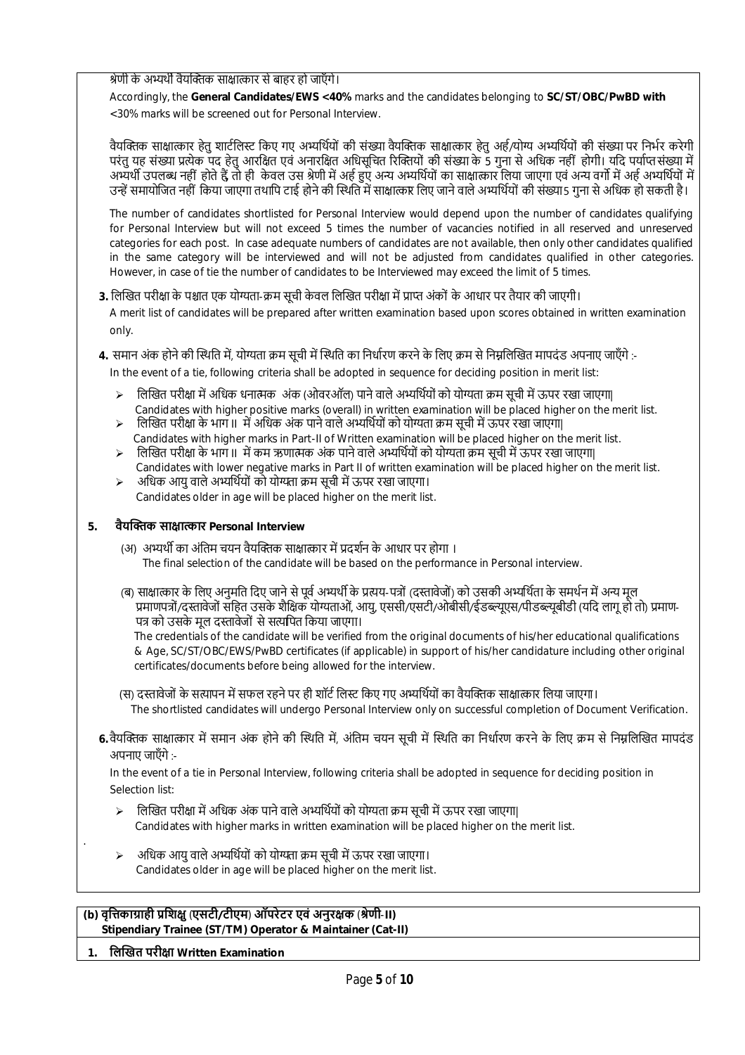श्रेणी के अभ्यर्थी वैयक्तिक साक्षात्कार से बाहर हो जाएँगे।

Accordingly, the **General Candidates/EWS <40%** marks and the candidates belonging to **SC/ST/OBC/PwBD with** <30% marks will be screened out for Personal Interview.

वैयक्तिक साक्षात्कार हेतु शार्टलिस्ट किए गए अभ्यर्थियों की संख्या वैयक्तिक साक्षात्कार हेतु अर्ह/योग्य अभ्यर्थियों की संख्या पर निर्भर करेगी परंतु यह संख्या प्रत्येक पद हेतु आरक्षित एवं अनारक्षित अधिसूचित रिक्तियों की संख्या के 5 गुना से अधिक नहीं होगी। यदि पर्याप्त संख्या में अभ्यर्थी उपलब्ध नहीं होते हैं, तो ही केवल उस श्रेणी में अर्ह हुए अन्य अभ्यर्थियों का साक्षात्कार लिया जाएगा एवं अन्य वर्गों में अर्ह अभ्यर्थियों में उन्हें समायोजित नहीं किया जाएगा तथापि टाई होने की स्थिति में साक्षात्कार लिए जाने वाले अभ्यर्थियों की संख्या 5 गुना से अधिक हो सकती है।

The number of candidates shortlisted for Personal Interview would depend upon the number of candidates qualifying for Personal Interview but will not exceed 5 times the number of vacancies notified in all reserved and unreserved categories for each post. In case adequate numbers of candidates are not available, then only other candidates qualified in the same category will be interviewed and will not be adjusted from candidates qualified in other categories. However, in case of tie the number of candidates to be Interviewed may exceed the limit of 5 times.

**3.** लिखित परीक्षा के पश्चात एक योग्यता-क्रम सूची केवल लिखित परीक्षा में प्राप्त अंकों के आधार पर तैयार की जाएगी।
A merit list of candidates will be prepared after written examination based upon scores obtained in written examination only.

**4.** समान अंक होने की स्थिति में, योग्यता क्रम सूची में स्थिति का निर्धारण करने के लिए क्रम से निम्नलिखित मापदंड अपनाए जाएँगे :-
In the event of a tie, following criteria shall be adopted in sequence for deciding position in merit list:

- लिखित परीक्षा में अधिक धनात्मक अंक (ओवरऑल) पाने वाले अभ्यर्थियों को योग्यता क्रम सूची में ऊपर रखा जाएगा|
  Candidates with higher positive marks (overall) in written examination will be placed higher on the merit list.
- लिखित परीक्षा के भाग II में अधिक अंक पाने वाले अभ्यर्थियों को योग्यता क्रम सूची में ऊपर रखा जाएगा|
  Candidates with higher marks in Part-II of Written examination will be placed higher on the merit list.
- लिखित परीक्षा के भाग II में कम ऋणात्मक अंक पाने वाले अभ्यर्थियों को योग्यता क्रम सूची में ऊपर रखा जाएगा|
  Candidates with lower negative marks in Part II of written examination will be placed higher on the merit list.
- अधिक आयु वाले अभ्यर्थियों को योग्यता क्रम सूची में ऊपर रखा जाएगा।
  Candidates older in age will be placed higher on the merit list.

**5. वैयक्तिक साक्षात्कार Personal Interview**

(अ) अभ्यर्थी का अंतिम चयन वैयक्तिक साक्षात्कार में प्रदर्शन के आधार पर होगा ।
The final selection of the candidate will be based on the performance in Personal interview.

(ब) साक्षात्कार के लिए अनुमति दिए जाने से पूर्व अभ्यर्थी के प्रत्यय-पत्रों (दस्तावेजों) को उसकी अभ्यर्थिता के समर्थन में अन्य मूल प्रमाणपत्रों/दस्तावेजों सहित उसके शैक्षिक योग्यताओं, आयु, एससी/एसटी/ओबीसी/ईडब्ल्यूएस/पीडब्ल्यूबीडी (यदि लागू हो तो) प्रमाण-पत्र को उसके मूल दस्तावेजों से सत्यापित किया जाएगा।
The credentials of the candidate will be verified from the original documents of his/her educational qualifications & Age, SC/ST/OBC/EWS/PwBD certificates (if applicable) in support of his/her candidature including other original certificates/documents before being allowed for the interview.

(स) दस्तावेजों के सत्यापन में सफल रहने पर ही शॉर्ट लिस्ट किए गए अभ्यर्थियों का वैयक्तिक साक्षात्कार लिया जाएगा।
The shortlisted candidates will undergo Personal Interview only on successful completion of Document Verification.

**6.** वैयक्तिक साक्षात्कार में समान अंक होने की स्थिति में, अंतिम चयन सूची में स्थिति का निर्धारण करने के लिए क्रम से निम्नलिखित मापदंड अपनाए जाएँगे :-

In the event of a tie in Personal Interview, following criteria shall be adopted in sequence for deciding position in Selection list:

- लिखित परीक्षा में अधिक अंक पाने वाले अभ्यर्थियों को योग्यता क्रम सूची में ऊपर रखा जाएगा|
  Candidates with higher marks in written examination will be placed higher on the merit list.
- अधिक आयु वाले अभ्यर्थियों को योग्यता क्रम सूची में ऊपर रखा जाएगा।
  Candidates older in age will be placed higher on the merit list.

**(b) वृत्तिकाग्राही प्रशिक्षु (एसटी/टीएम) ऑपरेटर एवं अनुरक्षक (श्रेणी-II)**
**Stipendiary Trainee (ST/TM) Operator & Maintainer (Cat-II)**

**1. लिखित परीक्षा Written Examination**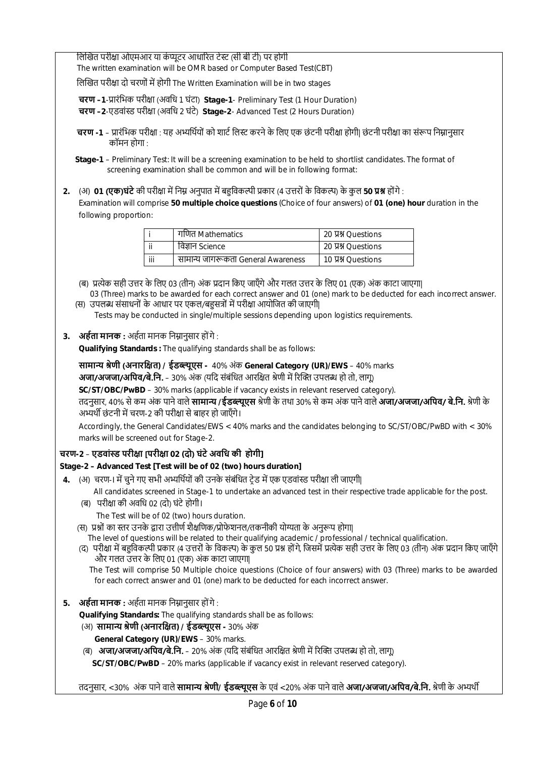लिखित परीक्षा ओएमआर या कंप्यूटर आधारित टेस्ट (सी बी टी) पर होगी
The written examination will be OMR based or Computer Based Test(CBT)

लिखित परीक्षा दो चरणों में होगी The Written Examination will be in two stages

**चरण –1**-प्रारंभिक परीक्षा (अवधि 1 घंटा) **Stage-1**- Preliminary Test (1 Hour Duration)
**चरण –2**-एडवांस्ड परीक्षा (अवधि 2 घंटे) **Stage-2**- Advanced Test (2 Hours Duration)

**चरण -1** – प्रारंभिक परीक्षा : यह अभ्यर्थियों को शार्ट लिस्ट करने के लिए एक छंटनी परीक्षा होगी| छंटनी परीक्षा का संरूप निम्नानुसार कॉमन होगा :

**Stage-1** – Preliminary Test: It will be a screening examination to be held to shortlist candidates. The format of screening examination shall be common and will be in following format:

**2.** (अ) **01 (एक)घंटे** की परीक्षा में निम्न अनुपात में बहुविकल्पी प्रकार (4 उत्तरों के विकल्प) के कुल **50 प्रश्न** होंगे :
Examination will comprise **50 multiple choice questions** (Choice of four answers) of **01 (one) hour** duration in the following proportion:

| i | गणित Mathematics | 20 प्रश्न Questions |
|---|---|---|
| ii | विज्ञान Science | 20 प्रश्न Questions |
| iii | सामान्य जागरूकता General Awareness | 10 प्रश्न Questions |

(ब) प्रत्येक सही उत्तर के लिए 03 (तीन) अंक प्रदान किए जाएँगे और गलत उत्तर के लिए 01 (एक) अंक काटा जाएगा|
03 (Three) marks to be awarded for each correct answer and 01 (one) mark to be deducted for each incorrect answer.

(स) उपलब्ध संसाधनों के आधार पर एकल/बहुसत्रों में परीक्षा आयोजित की जाएगी|
Tests may be conducted in single/multiple sessions depending upon logistics requirements.

**3. अर्हता मानक :** अर्हता मानक निम्नानुसार होंगे :
**Qualifying Standards :** The qualifying standards shall be as follows:

**सामान्य श्रेणी (अनारक्षित) / ईडब्ल्यूएस -** 40% अंक **General Category (UR)/EWS** – 40% marks
**अजा/अजजा/अपिव/बे.नि.** – 30% अंक (यदि संबंधित आरक्षित श्रेणी में रिक्ति उपलब्ध हो तो, लागू)
**SC/ST/OBC/PwBD** – 30% marks (applicable if vacancy exists in relevant reserved category).
तदनुसार, 40% से कम अंक पाने वाले **सामान्य /ईडब्ल्यूएस** श्रेणी के तथा 30% से कम अंक पाने वाले **अजा/अजजा/अपिव/ बे.नि.** श्रेणी के अभ्यर्थी छंटनी में चरण-2 की परीक्षा से बाहर हो जाएँगे।

Accordingly, the General Candidates/EWS < 40% marks and the candidates belonging to SC/ST/OBC/PwBD with < 30% marks will be screened out for Stage-2.

### चरण-2 – एडवांस्ड परीक्षा [परीक्षा 02 (दो) घंटे अवधि की होगी]

### Stage-2 – Advanced Test [Test will be of 02 (two) hours duration]

**4.** (अ) चरण-। में चुने गए सभी अभ्यर्थियों की उनके संबंधित ट्रेड में एक एडवांस्ड परीक्षा ली जाएगी|
All candidates screened in Stage-1 to undertake an advanced test in their respective trade applicable for the post.

(ब) परीक्षा की अवधि 02 (दो) घंटे होगी।
The Test will be of 02 (two) hours duration.

(स) प्रश्नों का स्तर उनके द्वारा उत्तीर्ण शैक्षणिक/प्रोफेशनल/तकनीकी योग्यता के अनुरूप होगा|
The level of questions will be related to their qualifying academic / professional / technical qualification.

(द) परीक्षा में बहुविकल्पी प्रकार (4 उत्तरों के विकल्प) के कुल 50 प्रश्न होंगे, जिसमें प्रत्येक सही उत्तर के लिए 03 (तीन) अंक प्रदान किए जाएँगे और गलत उत्तर के लिए 01 (एक) अंक काटा जाएगा|
The Test will comprise 50 Multiple choice questions (Choice of four answers) with 03 (Three) marks to be awarded for each correct answer and 01 (one) mark to be deducted for each incorrect answer.

**5. अर्हता मानक :** अर्हता मानक निम्नानुसार होंगे :
**Qualifying Standards:** The qualifying standards shall be as follows:

(अ) **सामान्य श्रेणी (अनारक्षित) / ईडब्ल्यूएस -** 30% अंक
**General Category (UR)/EWS** – 30% marks.

(ब) **अजा/अजजा/अपिव/बे.नि.** – 20% अंक (यदि संबंधित आरक्षित श्रेणी में रिक्ति उपलब्ध हो तो, लागू)
**SC/ST/OBC/PwBD** – 20% marks (applicable if vacancy exist in relevant reserved category).

तदनुसार, <30% अंक पाने वाले **सामान्य श्रेणी/ ईडब्ल्यूएस** के एवं <20% अंक पाने वाले **अजा/अजजा/अपिव/बे.नि.** श्रेणी के अभ्यर्थी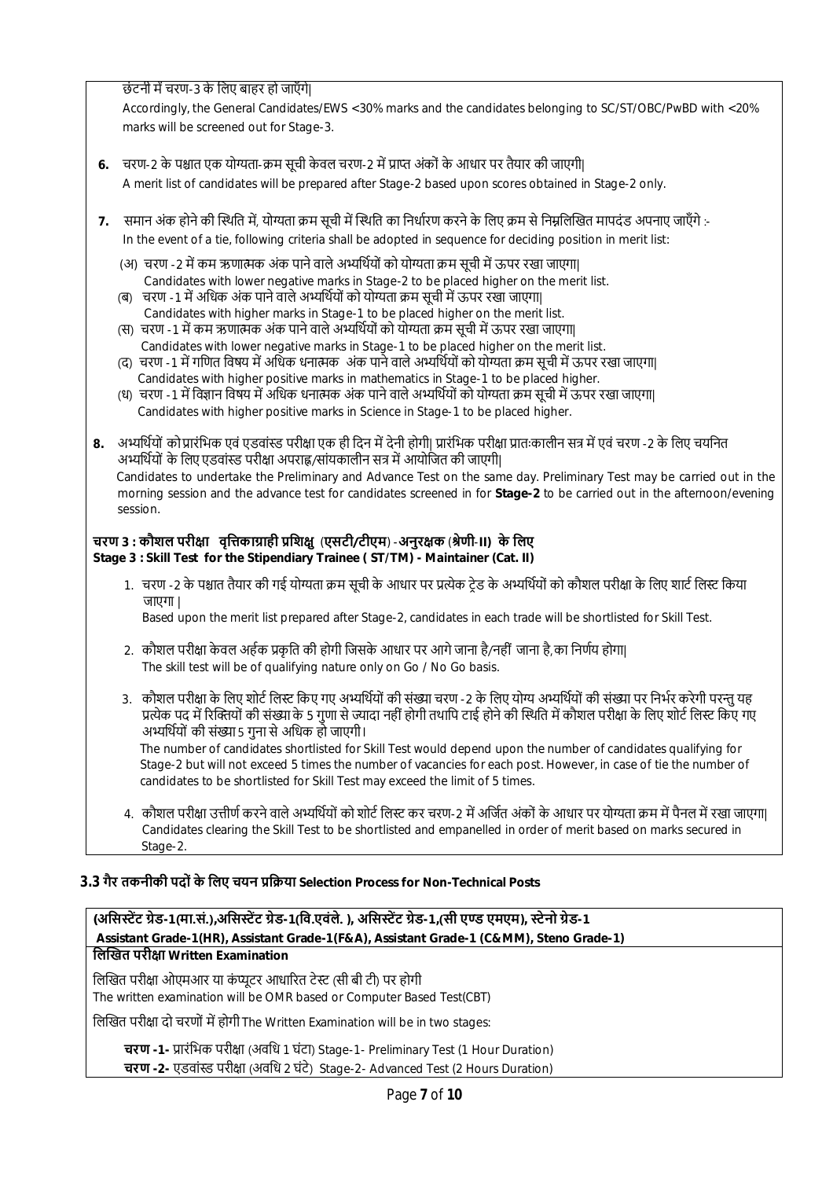छंटनी में चरण-3 के लिए बाहर हो जाएँगे|

Accordingly, the General Candidates/EWS <30% marks and the candidates belonging to SC/ST/OBC/PwBD with <20% marks will be screened out for Stage-3.

6. चरण-2 के पश्चात एक योग्यता-क्रम सूची केवल चरण-2 में प्राप्त अंकों के आधार पर तैयार की जाएगी|
   A merit list of candidates will be prepared after Stage-2 based upon scores obtained in Stage-2 only.

7. समान अंक होने की स्थिति में, योग्यता क्रम सूची में स्थिति का निर्धारण करने के लिए क्रम से निम्नलिखित मापदंड अपनाए जाएँगे :-
   In the event of a tie, following criteria shall be adopted in sequence for deciding position in merit list:

   (अ) चरण -2 में कम ऋणात्मक अंक पाने वाले अभ्यर्थियों को योग्यता क्रम सूची में ऊपर रखा जाएगा|
   Candidates with lower negative marks in Stage-2 to be placed higher on the merit list.

   (ब) चरण -1 में अधिक अंक पाने वाले अभ्यर्थियों को योग्यता क्रम सूची में ऊपर रखा जाएगा|
   Candidates with higher marks in Stage-1 to be placed higher on the merit list.

   (स) चरण -1 में कम ऋणात्मक अंक पाने वाले अभ्यर्थियों को योग्यता क्रम सूची में ऊपर रखा जाएगा|
   Candidates with lower negative marks in Stage-1 to be placed higher on the merit list.

   (द) चरण -1 में गणित विषय में अधिक धनात्मक अंक पाने वाले अभ्यर्थियों को योग्यता क्रम सूची में ऊपर रखा जाएगा|
   Candidates with higher positive marks in mathematics in Stage-1 to be placed higher.

   (ध) चरण -1 में विज्ञान विषय में अधिक धनात्मक अंक पाने वाले अभ्यर्थियों को योग्यता क्रम सूची में ऊपर रखा जाएगा|
   Candidates with higher positive marks in Science in Stage-1 to be placed higher.

8. अभ्यर्थियों को प्रारंभिक एवं एडवांस्ड परीक्षा एक ही दिन में देनी होगी| प्रारंभिक परीक्षा प्रातःकालीन सत्र में एवं चरण -2 के लिए चयनित अभ्यर्थियों के लिए एडवांस्ड परीक्षा अपराह्न/सांयकालीन सत्र में आयोजित की जाएगी|
   Candidates to undertake the Preliminary and Advance Test on the same day. Preliminary Test may be carried out in the morning session and the advance test for candidates screened in for **Stage-2** to be carried out in the afternoon/evening session.

**चरण 3 : कौशल परीक्षा वृत्तिकाग्राही प्रशिक्षु (एसटी/टीएम) -अनुरक्षक (श्रेणी-II) के लिए**
**Stage 3 : Skill Test for the Stipendiary Trainee ( ST/TM) - Maintainer (Cat. II)**

1. चरण -2 के पश्चात तैयार की गई योग्यता क्रम सूची के आधार पर प्रत्येक ट्रेड के अभ्यर्थियों को कौशल परीक्षा के लिए शार्ट लिस्ट किया जाएगा |
   Based upon the merit list prepared after Stage-2, candidates in each trade will be shortlisted for Skill Test.

2. कौशल परीक्षा केवल अर्हक प्रकृति की होगी जिसके आधार पर आगे जाना है/नहीं जाना है,का निर्णय होगा|
   The skill test will be of qualifying nature only on Go / No Go basis.

3. कौशल परीक्षा के लिए शोर्ट लिस्ट किए गए अभ्यर्थियों की संख्या चरण -2 के लिए योग्य अभ्यर्थियों की संख्या पर निर्भर करेगी परन्तु यह प्रत्येक पद में रिक्तियों की संख्या के 5 गुणा से ज्यादा नहीं होगी तथापि टाई होने की स्थिति में कौशल परीक्षा के लिए शोर्ट लिस्ट किए गए अभ्यर्थियों की संख्या 5 गुना से अधिक हो जाएगी।
   The number of candidates shortlisted for Skill Test would depend upon the number of candidates qualifying for Stage-2 but will not exceed 5 times the number of vacancies for each post. However, in case of tie the number of candidates to be shortlisted for Skill Test may exceed the limit of 5 times.

4. कौशल परीक्षा उत्तीर्ण करने वाले अभ्यर्थियों को शोर्ट लिस्ट कर चरण-2 में अर्जित अंकों के आधार पर योग्यता क्रम में पैनल में रखा जाएगा|
   Candidates clearing the Skill Test to be shortlisted and empanelled in order of merit based on marks secured in Stage-2.

### 3.3 गैर तकनीकी पदों के लिए चयन प्रक्रिया Selection Process for Non-Technical Posts

**(असिस्टेंट ग्रेड-1(मा.सं.),असिस्टेंट ग्रेड-1(वि.एवंले. ), असिस्टेंट ग्रेड-1,(सी एण्ड एमएम), स्टेनो ग्रेड-1**
**Assistant Grade-1(HR), Assistant Grade-1(F&A), Assistant Grade-1 (C&MM), Steno Grade-1)**

**लिखित परीक्षा Written Examination**

लिखित परीक्षा ओएमआर या कंप्यूटर आधारित टेस्ट (सी बी टी) पर होगी
The written examination will be OMR based or Computer Based Test(CBT)

लिखित परीक्षा दो चरणों में होगी The Written Examination will be in two stages:

**चरण -1-** प्रारंभिक परीक्षा (अवधि 1 घंटा) Stage-1- Preliminary Test (1 Hour Duration)
**चरण -2-** एडवांस्ड परीक्षा (अवधि 2 घंटे) Stage-2- Advanced Test (2 Hours Duration)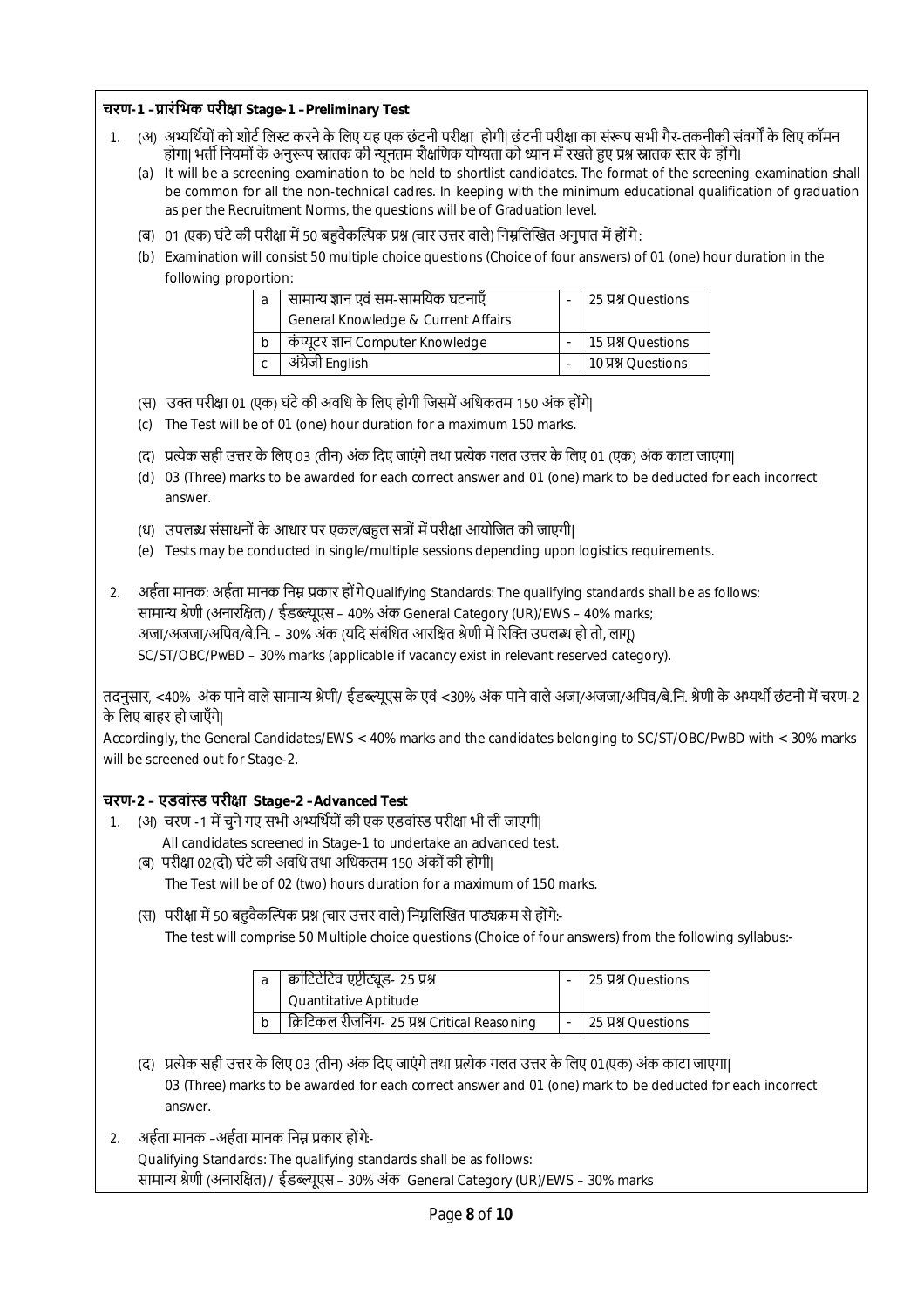**चरण-1 –प्रारंभिक परीक्षा Stage-1 –Preliminary Test**

1. (अ) अभ्यर्थियों को शोर्ट लिस्ट करने के लिए यह एक छंटनी परीक्षा होगी| छंटनी परीक्षा का संरूप सभी गैर-तकनीकी संवर्गों के लिए कॉमन होगा| भर्ती नियमों के अनुरूप स्नातक की न्यूनतम शैक्षणिक योग्यता को ध्यान में रखते हुए प्रश्न स्नातक स्तर के होंगे।

   (a) It will be a screening examination to be held to shortlist candidates. The format of the screening examination shall be common for all the non-technical cadres. In keeping with the minimum educational qualification of graduation as per the Recruitment Norms, the questions will be of Graduation level.

   (ब) 01 (एक) घंटे की परीक्षा में 50 बहुवैकल्पिक प्रश्न (चार उत्तर वाले) निम्नलिखित अनुपात में होंगे:

   (b) Examination will consist 50 multiple choice questions (Choice of four answers) of 01 (one) hour duration in the following proportion:

| | | | |
|---|---|---|---|
| a | सामान्य ज्ञान एवं सम-सामयिक घटनाएँ General Knowledge & Current Affairs | - | 25 प्रश्न Questions |
| b | कंप्यूटर ज्ञान Computer Knowledge | - | 15 प्रश्न Questions |
| c | अंग्रेजी English | - | 10 प्रश्न Questions |

   (स) उक्त परीक्षा 01 (एक) घंटे की अवधि के लिए होगी जिसमें अधिकतम 150 अंक होंगे|

   (c) The Test will be of 01 (one) hour duration for a maximum 150 marks.

   (द) प्रत्येक सही उत्तर के लिए 03 (तीन) अंक दिए जाएंगे तथा प्रत्येक गलत उत्तर के लिए 01 (एक) अंक काटा जाएगा|

   (d) 03 (Three) marks to be awarded for each correct answer and 01 (one) mark to be deducted for each incorrect answer.

   (ध) उपलब्ध संसाधनों के आधार पर एकल/बहुल सत्रों में परीक्षा आयोजित की जाएगी|

   (e) Tests may be conducted in single/multiple sessions depending upon logistics requirements.

2. अर्हता मानक: अर्हता मानक निम्न प्रकार होंगेQualifying Standards: The qualifying standards shall be as follows:
   सामान्य श्रेणी (अनारक्षित) / ईडब्ल्यूएस – 40% अंक General Category (UR)/EWS – 40% marks;
   अजा/अजजा/अपिव/बे.नि. – 30% अंक (यदि संबंधित आरक्षित श्रेणी में रिक्ति उपलब्ध हो तो, लागू)
   SC/ST/OBC/PwBD – 30% marks (applicable if vacancy exist in relevant reserved category).

तदनुसार, <40% अंक पाने वाले सामान्य श्रेणी/ ईडब्ल्यूएस के एवं <30% अंक पाने वाले अजा/अजजा/अपिव/बे.नि. श्रेणी के अभ्यर्थी छंटनी में चरण-2 के लिए बाहर हो जाएँगे|

Accordingly, the General Candidates/EWS < 40% marks and the candidates belonging to SC/ST/OBC/PwBD with < 30% marks will be screened out for Stage-2.

**चरण-2 – एडवांस्ड परीक्षा Stage-2 –Advanced Test**

1. (अ) चरण -1 में चुने गए सभी अभ्यर्थियों की एक एडवांस्ड परीक्षा भी ली जाएगी|
   All candidates screened in Stage-1 to undertake an advanced test.

   (ब) परीक्षा 02(दो) घंटे की अवधि तथा अधिकतम 150 अंकों की होगी|
   The Test will be of 02 (two) hours duration for a maximum of 150 marks.

   (स) परीक्षा में 50 बहुवैकल्पिक प्रश्न (चार उत्तर वाले) निम्नलिखित पाठ्यक्रम से होंगे:-
   The test will comprise 50 Multiple choice questions (Choice of four answers) from the following syllabus:-

| | | | |
|---|---|---|---|
| a | क्वांटिटेटिव एप्टीट्यूड- 25 प्रश्न Quantitative Aptitude | - | 25 प्रश्न Questions |
| b | क्रिटिकल रीजनिंग- 25 प्रश्न Critical Reasoning | - | 25 प्रश्न Questions |

   (द) प्रत्येक सही उत्तर के लिए 03 (तीन) अंक दिए जाएंगे तथा प्रत्येक गलत उत्तर के लिए 01(एक) अंक काटा जाएगा|
   03 (Three) marks to be awarded for each correct answer and 01 (one) mark to be deducted for each incorrect answer.

2. अर्हता मानक –अर्हता मानक निम्न प्रकार होंगे-
   Qualifying Standards: The qualifying standards shall be as follows:
   सामान्य श्रेणी (अनारक्षित) / ईडब्ल्यूएस – 30% अंक General Category (UR)/EWS – 30% marks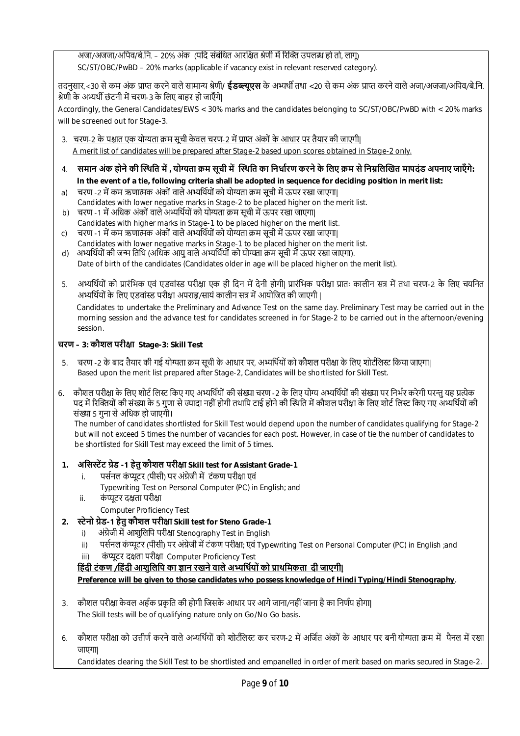अजा/अजजा/अपिव/बे.नि. – 20% अंक (यदि संबंधित आरक्षित श्रेणी में रिक्ति उपलब्ध हो तो, लागू)
SC/ST/OBC/PwBD – 20% marks (applicable if vacancy exist in relevant reserved category).

तदनुसार,<30 से कम अंक प्राप्त करने वाले सामान्य श्रेणी/ **ईडब्ल्यूएस** के अभ्यर्थी तथा <20 से कम अंक प्राप्त करने वाले अजा/अजजा/अपिव/बे.नि. श्रेणी के अभ्यर्थी छंटनी में चरण-3 के लिए बाहर हो जाएँगे|
Accordingly, the General Candidates/EWS < 30% marks and the candidates belonging to SC/ST/OBC/PwBD with < 20% marks will be screened out for Stage-3.

3. चरण-2 के पश्चात एक योग्यता क्रम सूची केवल चरण-2 में प्राप्त अंकों के आधार पर तैयार की जाएगी|
   A merit list of candidates will be prepared after Stage-2 based upon scores obtained in Stage-2 only.

4. **समान अंक होने की स्थिति में , योग्यता क्रम सूची में स्थिति का निर्धारण करने के लिए क्रम से निम्नलिखित मापदंड अपनाए जाएँगे:**
   **In the event of a tie, following criteria shall be adopted in sequence for deciding position in merit list:**

a) चरण -2 में कम ऋणात्मक अंकों वाले अभ्यर्थियों को योग्यता क्रम सूची में ऊपर रखा जाएगा|
   Candidates with lower negative marks in Stage-2 to be placed higher on the merit list.

b) चरण -1 में अधिक अंकों वाले अभ्यर्थियों को योग्यता क्रम सूची में ऊपर रखा जाएगा|
   Candidates with higher marks in Stage-1 to be placed higher on the merit list.

c) चरण -1 में कम ऋणात्मक अंकों वाले अभ्यर्थियों को योग्यता क्रम सूची में ऊपर रखा जाएगा|
   Candidates with lower negative marks in Stage-1 to be placed higher on the merit list.

d) अभ्यर्थियों की जन्म तिथि (अधिक आयु वाले अभ्यर्थियों को योग्यता क्रम सूची में ऊपर रखा जाएगा).
   Date of birth of the candidates (Candidates older in age will be placed higher on the merit list).

5. अभ्यर्थियों को प्रारंभिक एवं एडवांस्ड परीक्षा एक ही दिन में देनी होगी| प्रारंभिक परीक्षा प्रातः कालीन सत्र में तथा चरण-2 के लिए चयनित अभ्यर्थियों के लिए एडवांस्ड परीक्षा अपराह्न/सायं कालीन सत्र में आयोजित की जाएगी |

   Candidates to undertake the Preliminary and Advance Test on the same day. Preliminary Test may be carried out in the morning session and the advance test for candidates screened in for Stage-2 to be carried out in the afternoon/evening session.

### चरण – 3: कौशल परीक्षा Stage-3: Skill Test

5. चरण -2 के बाद तैयार की गई योग्यता क्रम सूची के आधार पर, अभ्यर्थियों को कौशल परीक्षा के लिए शोर्टलिस्ट किया जाएगा|
   Based upon the merit list prepared after Stage-2, Candidates will be shortlisted for Skill Test.

6. कौशल परीक्षा के लिए शोर्ट लिस्ट किए गए अभ्यर्थियों की संख्या चरण -2 के लिए योग्य अभ्यर्थियों की संख्या पर निर्भर करेगी परन्तु यह प्रत्येक पद में रिक्तियों की संख्या के 5 गुणा से ज्यादा नहीं होगी तथापि टाई होने की स्थिति में कौशल परीक्षा के लिए शोर्ट लिस्ट किए गए अभ्यर्थियों की संख्या 5 गुना से अधिक हो जाएगी।
   The number of candidates shortlisted for Skill Test would depend upon the number of candidates qualifying for Stage-2 but will not exceed 5 times the number of vacancies for each post. However, in case of tie the number of candidates to be shortlisted for Skill Test may exceed the limit of 5 times.

1. **असिस्टेंट ग्रेड -1 हेतु कौशल परीक्षा Skill test for Assistant Grade-1**
   i. पर्सनल कंप्यूटर (पीसी) पर अंग्रेजी में टंकण परीक्षा एवं
      Typewriting Test on Personal Computer (PC) in English; and
   ii. कंप्यूटर दक्षता परीक्षा
      Computer Proficiency Test
2. **स्टेनो ग्रेड-1 हेतु कौशल परीक्षा Skill test for Steno Grade-1**
   i) अंग्रेजी में आशुलिपि परीक्षा Stenography Test in English
   ii) पर्सनल कंप्यूटर (पीसी) पर अंग्रेजी में टंकण परीक्षा; एवं Typewriting Test on Personal Computer (PC) in English ;and
   iii) कंप्यूटर दक्षता परीक्षा Computer Proficiency Test

   **हिंदी टंकण /हिंदी आशुलिपि का ज्ञान रखने वाले अभ्यर्थियों को प्राथमिकता दी जाएगी|**
   **Preference will be given to those candidates who possess knowledge of Hindi Typing/Hindi Stenography**.

3. कौशल परीक्षा केवल अर्हक प्रकृति की होगी जिसके आधार पर आगे जाना/नहीं जाना है का निर्णय होगा|
   The Skill tests will be of qualifying nature only on Go/No Go basis.

6. कौशल परीक्षा को उत्तीर्ण करने वाले अभ्यर्थियों को शोर्टलिस्ट कर चरण-2 में अर्जित अंकों के आधार पर बनी योग्यता क्रम में पैनल में रखा जाएगा|
   Candidates clearing the Skill Test to be shortlisted and empanelled in order of merit based on marks secured in Stage-2.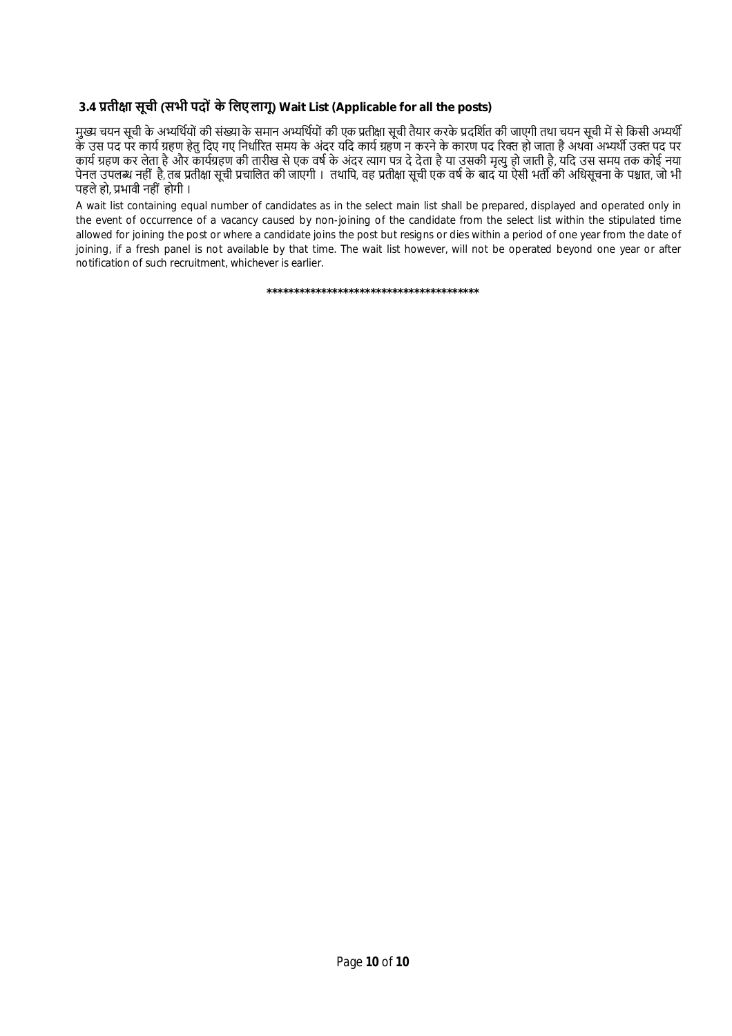### 3.4 प्रतीक्षा सूची (सभी पदों के लिए लागू) Wait List (Applicable for all the posts)

मुख्य चयन सूची के अभ्यर्थियों की संख्या के समान अभ्यर्थियों की एक प्रतीक्षा सूची तैयार करके प्रदर्शित की जाएगी तथा चयन सूची में से किसी अभ्यर्थी के उस पद पर कार्य ग्रहण हेतु दिए गए निर्धारित समय के अंदर यदि कार्य ग्रहण न करने के कारण पद रिक्त हो जाता है अथवा अभ्यर्थी उक्त पद पर कार्य ग्रहण कर लेता है और कार्यग्रहण की तारीख से एक वर्ष के अंदर त्याग पत्र दे देता है या उसकी मृत्यु हो जाती है, यदि उस समय तक कोई नया पेनल उपलब्ध नहीं है, तब प्रतीक्षा सूची प्रचालित की जाएगी । तथापि, वह प्रतीक्षा सूची एक वर्ष के बाद या ऐसी भर्ती की अधिसूचना के पश्चात, जो भी पहले हो, प्रभावी नहीं होगी ।

A wait list containing equal number of candidates as in the select main list shall be prepared, displayed and operated only in the event of occurrence of a vacancy caused by non-joining of the candidate from the select list within the stipulated time allowed for joining the post or where a candidate joins the post but resigns or dies within a period of one year from the date of joining, if a fresh panel is not available by that time. The wait list however, will not be operated beyond one year or after notification of such recruitment, whichever is earlier.

****************************************